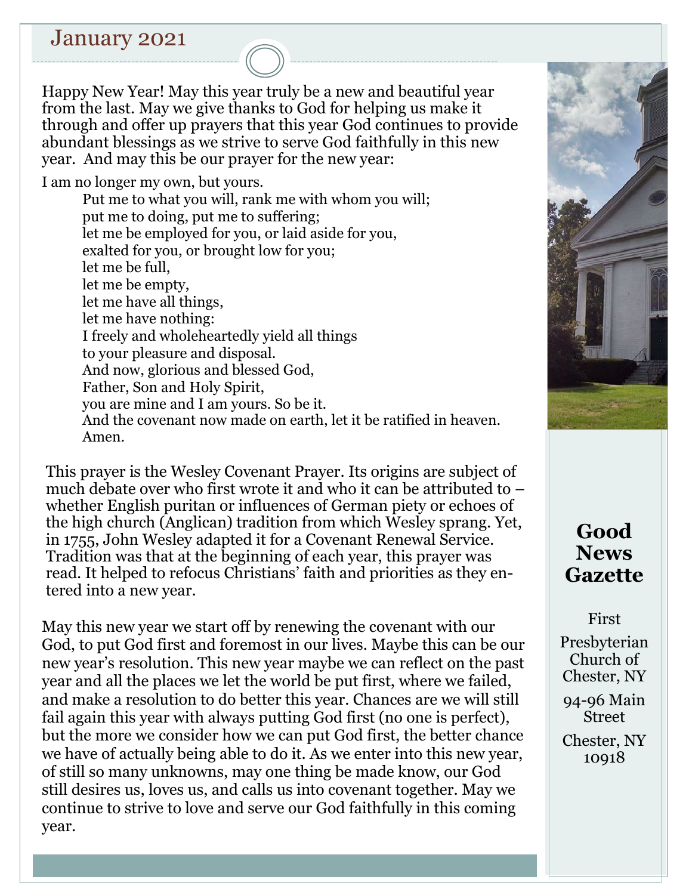# January 2021

Happy New Year! May this year truly be a new and beautiful year from the last. May we give thanks to God for helping us make it through and offer up prayers that this year God continues to provide abundant blessings as we strive to serve God faithfully in this new year. And may this be our prayer for the new year:

I am no longer my own, but yours.
Put me to what you will, rank me with whom you will;
put me to doing, put me to suffering;
let me be employed for you, or laid aside for you,
exalted for you, or brought low for you;
let me be full,
let me be empty,
let me have all things,
let me have nothing:
I freely and wholeheartedly yield all things
to your pleasure and disposal.
And now, glorious and blessed God,
Father, Son and Holy Spirit,
you are mine and I am yours. So be it.
And the covenant now made on earth, let it be ratified in heaven.
Amen.

This prayer is the Wesley Covenant Prayer. Its origins are subject of much debate over who first wrote it and who it can be attributed to – whether English puritan or influences of German piety or echoes of the high church (Anglican) tradition from which Wesley sprang. Yet, in 1755, John Wesley adapted it for a Covenant Renewal Service. Tradition was that at the beginning of each year, this prayer was read. It helped to refocus Christians' faith and priorities as they entered into a new year.

May this new year we start off by renewing the covenant with our God, to put God first and foremost in our lives. Maybe this can be our new year's resolution. This new year maybe we can reflect on the past year and all the places we let the world be put first, where we failed, and make a resolution to do better this year. Chances are we will still fail again this year with always putting God first (no one is perfect), but the more we consider how we can put God first, the better chance we have of actually being able to do it. As we enter into this new year, of still so many unknowns, may one thing be made know, our God still desires us, loves us, and calls us into covenant together. May we continue to strive to love and serve our God faithfully in this coming year.

## Good News Gazette

First Presbyterian Church of Chester, NY

94-96 Main Street

Chester, NY 10918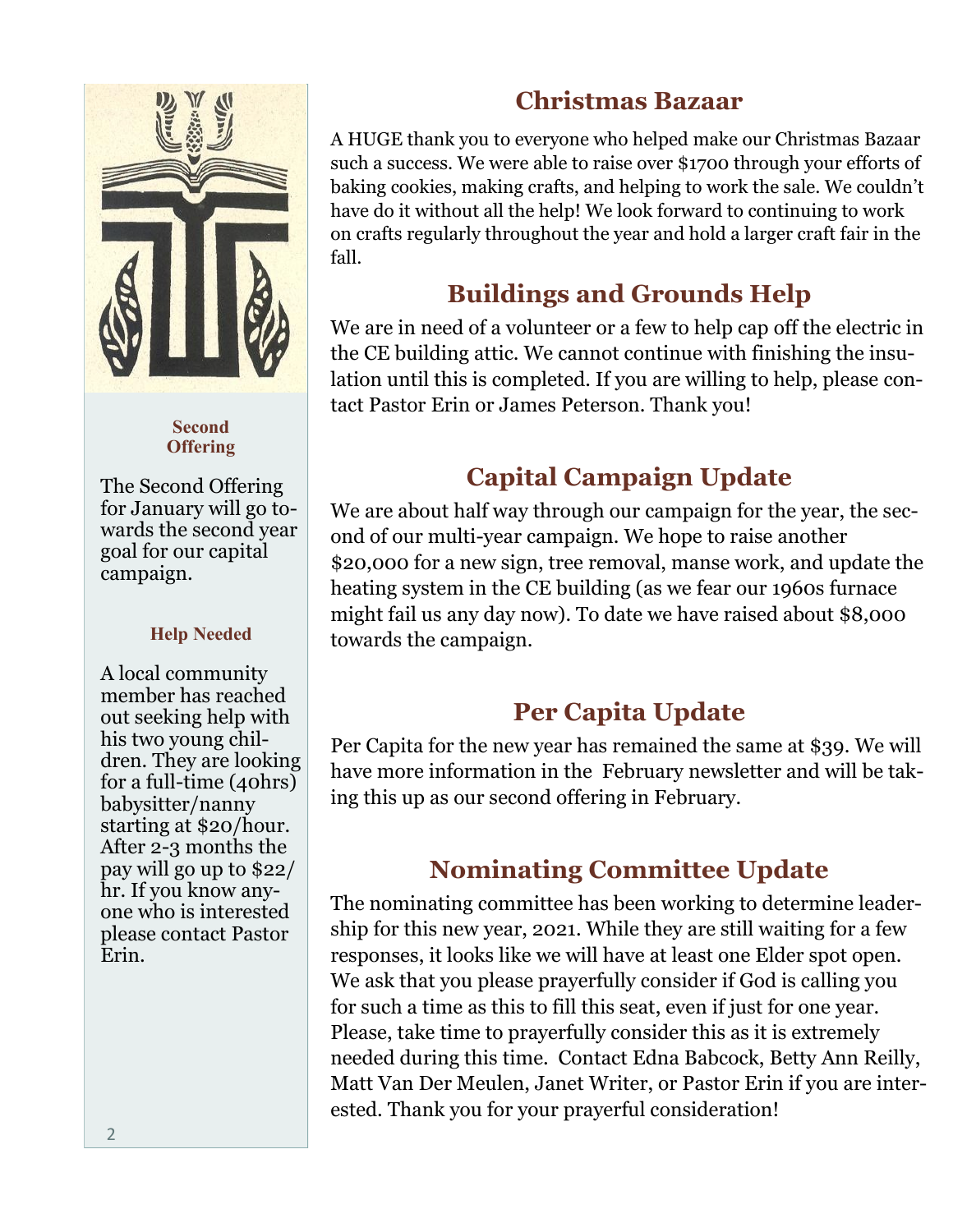#### Second Offering

The Second Offering for January will go towards the second year goal for our capital campaign.

#### Help Needed

A local community member has reached out seeking help with his two young children. They are looking for a full-time (40hrs) babysitter/nanny starting at $20/hour. After 2-3 months the pay will go up to $22/hr. If you know anyone who is interested please contact Pastor Erin.

## Christmas Bazaar

A HUGE thank you to everyone who helped make our Christmas Bazaar such a success. We were able to raise over $1700 through your efforts of baking cookies, making crafts, and helping to work the sale. We couldn't have do it without all the help! We look forward to continuing to work on crafts regularly throughout the year and hold a larger craft fair in the fall.

## Buildings and Grounds Help

We are in need of a volunteer or a few to help cap off the electric in the CE building attic. We cannot continue with finishing the insulation until this is completed. If you are willing to help, please contact Pastor Erin or James Peterson. Thank you!

## Capital Campaign Update

We are about half way through our campaign for the year, the second of our multi-year campaign. We hope to raise another $20,000 for a new sign, tree removal, manse work, and update the heating system in the CE building (as we fear our 1960s furnace might fail us any day now). To date we have raised about $8,000 towards the campaign.

## Per Capita Update

Per Capita for the new year has remained the same at $39. We will have more information in the February newsletter and will be taking this up as our second offering in February.

## Nominating Committee Update

The nominating committee has been working to determine leadership for this new year, 2021. While they are still waiting for a few responses, it looks like we will have at least one Elder spot open. We ask that you please prayerfully consider if God is calling you for such a time as this to fill this seat, even if just for one year. Please, take time to prayerfully consider this as it is extremely needed during this time. Contact Edna Babcock, Betty Ann Reilly, Matt Van Der Meulen, Janet Writer, or Pastor Erin if you are interested. Thank you for your prayerful consideration!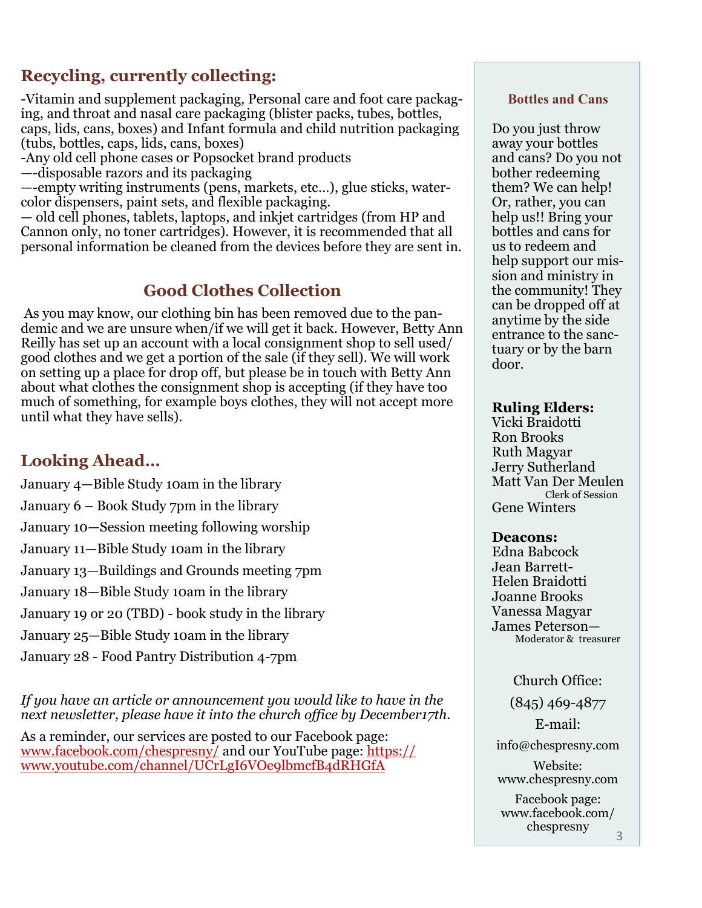## Recycling, currently collecting:

-Vitamin and supplement packaging, Personal care and foot care packaging, and throat and nasal care packaging (blister packs, tubes, bottles, caps, lids, cans, boxes) and Infant formula and child nutrition packaging (tubs, bottles, caps, lids, cans, boxes)
-Any old cell phone cases or Popsocket brand products
—-disposable razors and its packaging
—-empty writing instruments (pens, markets, etc…), glue sticks, watercolor dispensers, paint sets, and flexible packaging.
— old cell phones, tablets, laptops, and inkjet cartridges (from HP and Cannon only, no toner cartridges). However, it is recommended that all personal information be cleaned from the devices before they are sent in.

## Good Clothes Collection

As you may know, our clothing bin has been removed due to the pandemic and we are unsure when/if we will get it back. However, Betty Ann Reilly has set up an account with a local consignment shop to sell used/good clothes and we get a portion of the sale (if they sell). We will work on setting up a place for drop off, but please be in touch with Betty Ann about what clothes the consignment shop is accepting (if they have too much of something, for example boys clothes, they will not accept more until what they have sells).

## Looking Ahead…

January 4—Bible Study 10am in the library

January 6 – Book Study 7pm in the library

January 10—Session meeting following worship

January 11—Bible Study 10am in the library

January 13—Buildings and Grounds meeting 7pm

January 18—Bible Study 10am in the library

January 19 or 20 (TBD) - book study in the library

January 25—Bible Study 10am in the library

January 28 - Food Pantry Distribution 4-7pm

*If you have an article or announcement you would like to have in the next newsletter, please have it into the church office by December17th.*

As a reminder, our services are posted to our Facebook page: www.facebook.com/chespresny/ and our YouTube page: https://www.youtube.com/channel/UCrLgI6VOe9lbmcfB4dRHGfA

### Bottles and Cans

Do you just throw away your bottles and cans? Do you not bother redeeming them? We can help! Or, rather, you can help us!! Bring your bottles and cans for us to redeem and help support our mission and ministry in the community! They can be dropped off at anytime by the side entrance to the sanctuary or by the barn door.

**Ruling Elders:**
Vicki Braidotti
Ron Brooks
Ruth Magyar
Jerry Sutherland
Matt Van Der Meulen
Clerk of Session
Gene Winters

**Deacons:**
Edna Babcock
Jean Barrett-Helen Braidotti
Joanne Brooks
Vanessa Magyar
James Peterson—
Moderator & treasurer

Church Office:
(845) 469-4877
E-mail:
info@chespresny.com
Website:
www.chespresny.com
Facebook page:
www.facebook.com/chespresny